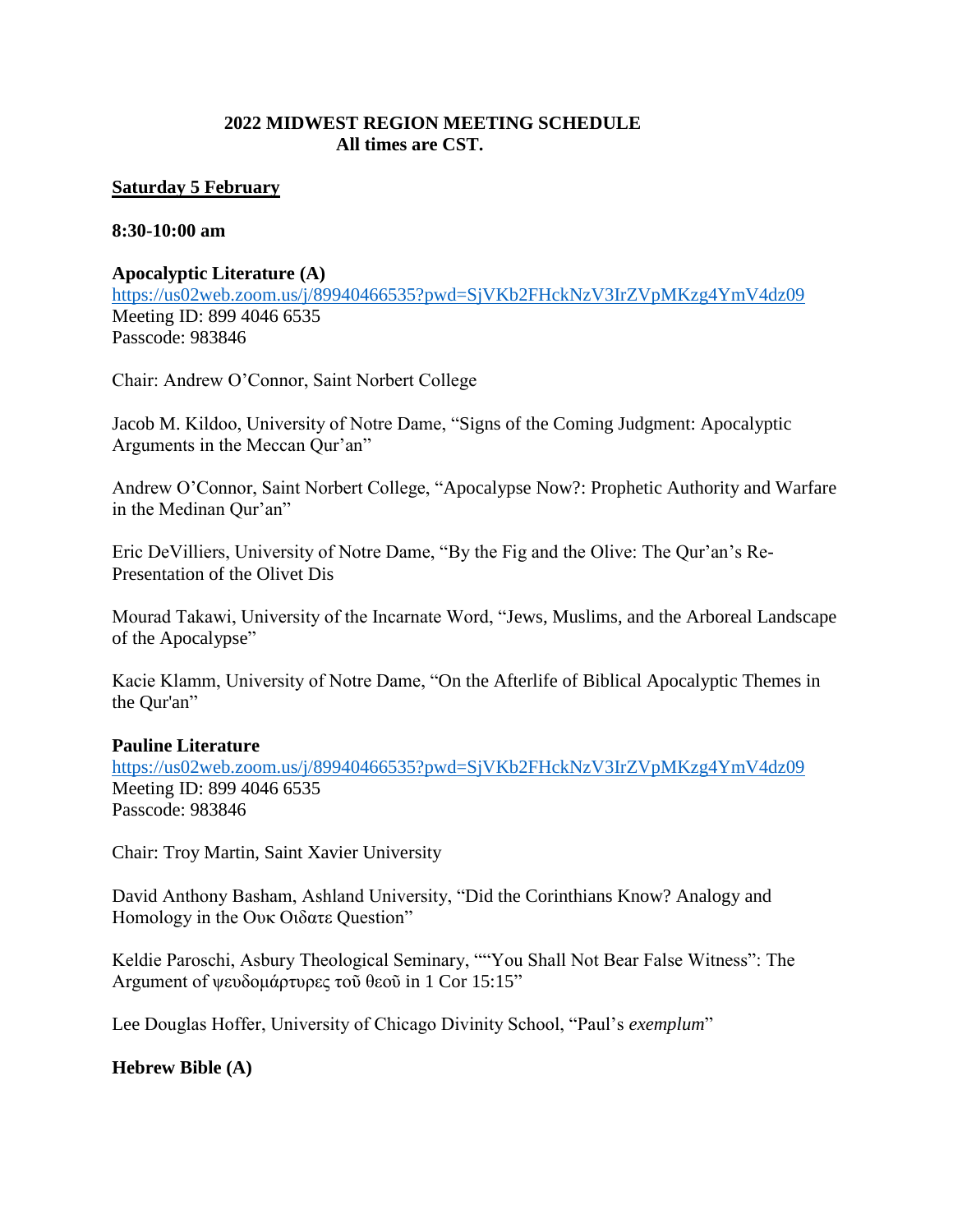**2022 MIDWEST REGION MEETING SCHEDULE**
**All times are CST.**

**Saturday 5 February**

**8:30-10:00 am**

**Apocalyptic Literature (A)**
https://us02web.zoom.us/j/89940466535?pwd=SjVKb2FHckNzV3IrZVpMKzg4YmV4dz09
Meeting ID: 899 4046 6535
Passcode: 983846

Chair: Andrew O'Connor, Saint Norbert College

Jacob M. Kildoo, University of Notre Dame, "Signs of the Coming Judgment: Apocalyptic Arguments in the Meccan Qur'an"

Andrew O'Connor, Saint Norbert College, "Apocalypse Now?: Prophetic Authority and Warfare in the Medinan Qur'an"

Eric DeVilliers, University of Notre Dame, "By the Fig and the Olive: The Qur'an's Re-Presentation of the Olivet Dis

Mourad Takawi, University of the Incarnate Word, "Jews, Muslims, and the Arboreal Landscape of the Apocalypse"

Kacie Klamm, University of Notre Dame, "On the Afterlife of Biblical Apocalyptic Themes in the Qur'an"

**Pauline Literature**
https://us02web.zoom.us/j/89940466535?pwd=SjVKb2FHckNzV3IrZVpMKzg4YmV4dz09
Meeting ID: 899 4046 6535
Passcode: 983846

Chair: Troy Martin, Saint Xavier University

David Anthony Basham, Ashland University, "Did the Corinthians Know? Analogy and Homology in the Ουκ Οιδατε Question"

Keldie Paroschi, Asbury Theological Seminary, ""You Shall Not Bear False Witness": The Argument of ψευδομάρτυρες τοῦ θεοῦ in 1 Cor 15:15"

Lee Douglas Hoffer, University of Chicago Divinity School, "Paul's *exemplum*"

**Hebrew Bible (A)**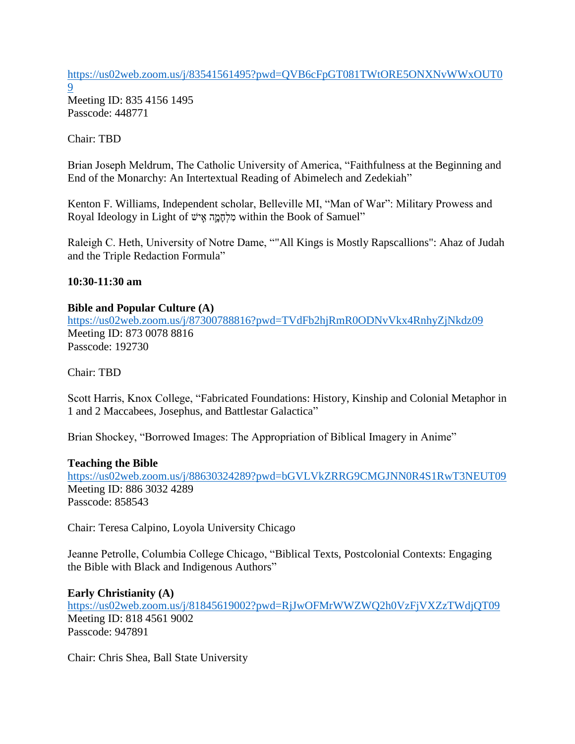https://us02web.zoom.us/j/83541561495?pwd=QVB6cFpGT081TWtORE5ONXNvWWxOUT09
Meeting ID: 835 4156 1495
Passcode: 448771

Chair: TBD

Brian Joseph Meldrum, The Catholic University of America, "Faithfulness at the Beginning and End of the Monarchy: An Intertextual Reading of Abimelech and Zedekiah"

Kenton F. Williams, Independent scholar, Belleville MI, "Man of War": Military Prowess and Royal Ideology in Light of מִלְחָמָה אִישׁ within the Book of Samuel"

Raleigh C. Heth, University of Notre Dame, ""All Kings is Mostly Rapscallions": Ahaz of Judah and the Triple Redaction Formula"

**10:30-11:30 am**

**Bible and Popular Culture (A)**
https://us02web.zoom.us/j/87300788816?pwd=TVdFb2hjRmR0ODNvVkx4RnhyZjNkdz09
Meeting ID: 873 0078 8816
Passcode: 192730

Chair: TBD

Scott Harris, Knox College, "Fabricated Foundations: History, Kinship and Colonial Metaphor in 1 and 2 Maccabees, Josephus, and Battlestar Galactica"

Brian Shockey, "Borrowed Images: The Appropriation of Biblical Imagery in Anime"

**Teaching the Bible**
https://us02web.zoom.us/j/88630324289?pwd=bGVLVkZRRG9CMGJNN0R4S1RwT3NEUT09
Meeting ID: 886 3032 4289
Passcode: 858543

Chair: Teresa Calpino, Loyola University Chicago

Jeanne Petrolle, Columbia College Chicago, "Biblical Texts, Postcolonial Contexts: Engaging the Bible with Black and Indigenous Authors"

**Early Christianity (A)**
https://us02web.zoom.us/j/81845619002?pwd=RjJwOFMrWWZWQ2h0VzFjVXZzTWdjQT09
Meeting ID: 818 4561 9002
Passcode: 947891

Chair: Chris Shea, Ball State University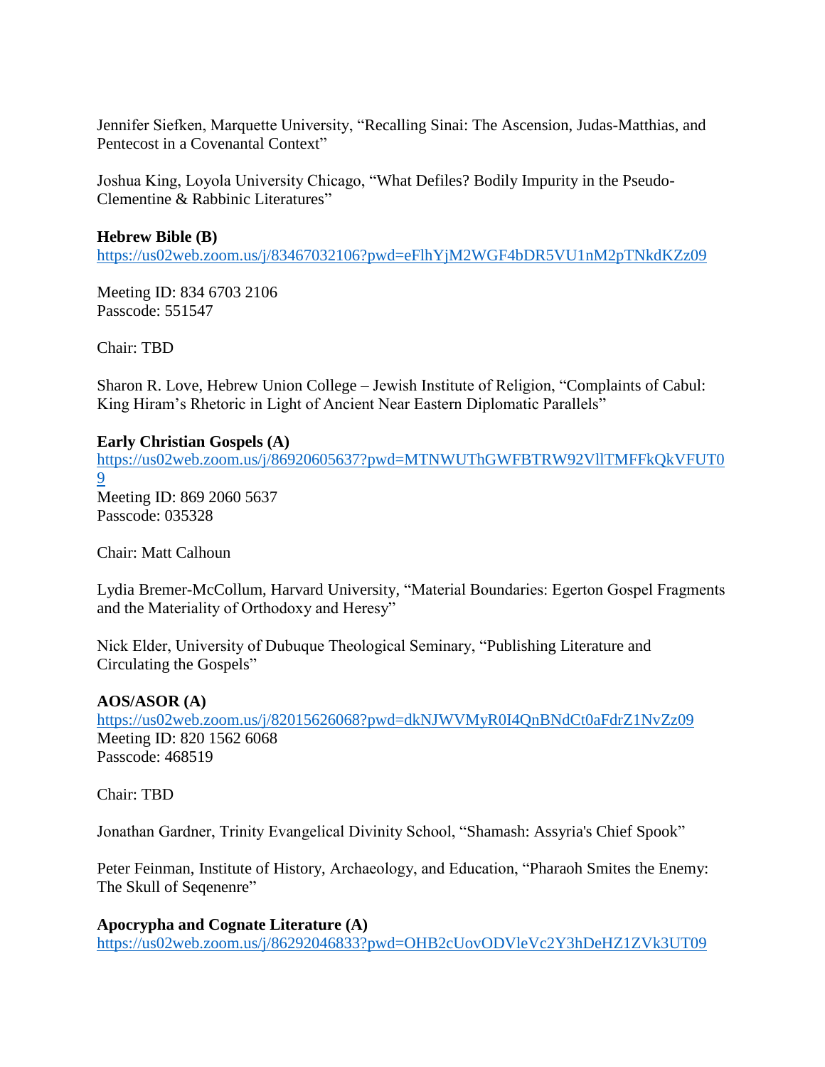Jennifer Siefken, Marquette University, “Recalling Sinai: The Ascension, Judas-Matthias, and Pentecost in a Covenantal Context”

Joshua King, Loyola University Chicago, “What Defiles? Bodily Impurity in the Pseudo-Clementine & Rabbinic Literatures”

**Hebrew Bible (B)**
https://us02web.zoom.us/j/83467032106?pwd=eFlhYjM2WGF4bDR5VU1nM2pTNkdKZz09

Meeting ID: 834 6703 2106
Passcode: 551547

Chair: TBD

Sharon R. Love, Hebrew Union College – Jewish Institute of Religion, “Complaints of Cabul: King Hiram’s Rhetoric in Light of Ancient Near Eastern Diplomatic Parallels”

**Early Christian Gospels (A)**
https://us02web.zoom.us/j/86920605637?pwd=MTNWUThGWFBTRW92VllTMFFkQkVFUT09
Meeting ID: 869 2060 5637
Passcode: 035328

Chair: Matt Calhoun

Lydia Bremer-McCollum, Harvard University, “Material Boundaries: Egerton Gospel Fragments and the Materiality of Orthodoxy and Heresy”

Nick Elder, University of Dubuque Theological Seminary, “Publishing Literature and Circulating the Gospels”

**AOS/ASOR (A)**
https://us02web.zoom.us/j/82015626068?pwd=dkNJWVMyR0I4QnBNdCt0aFdrZ1NvZz09
Meeting ID: 820 1562 6068
Passcode: 468519

Chair: TBD

Jonathan Gardner, Trinity Evangelical Divinity School, “Shamash: Assyria's Chief Spook”

Peter Feinman, Institute of History, Archaeology, and Education, “Pharaoh Smites the Enemy: The Skull of Seqenenre”

**Apocrypha and Cognate Literature (A)**
https://us02web.zoom.us/j/86292046833?pwd=OHB2cUovODVleVc2Y3hDeHZ1ZVk3UT09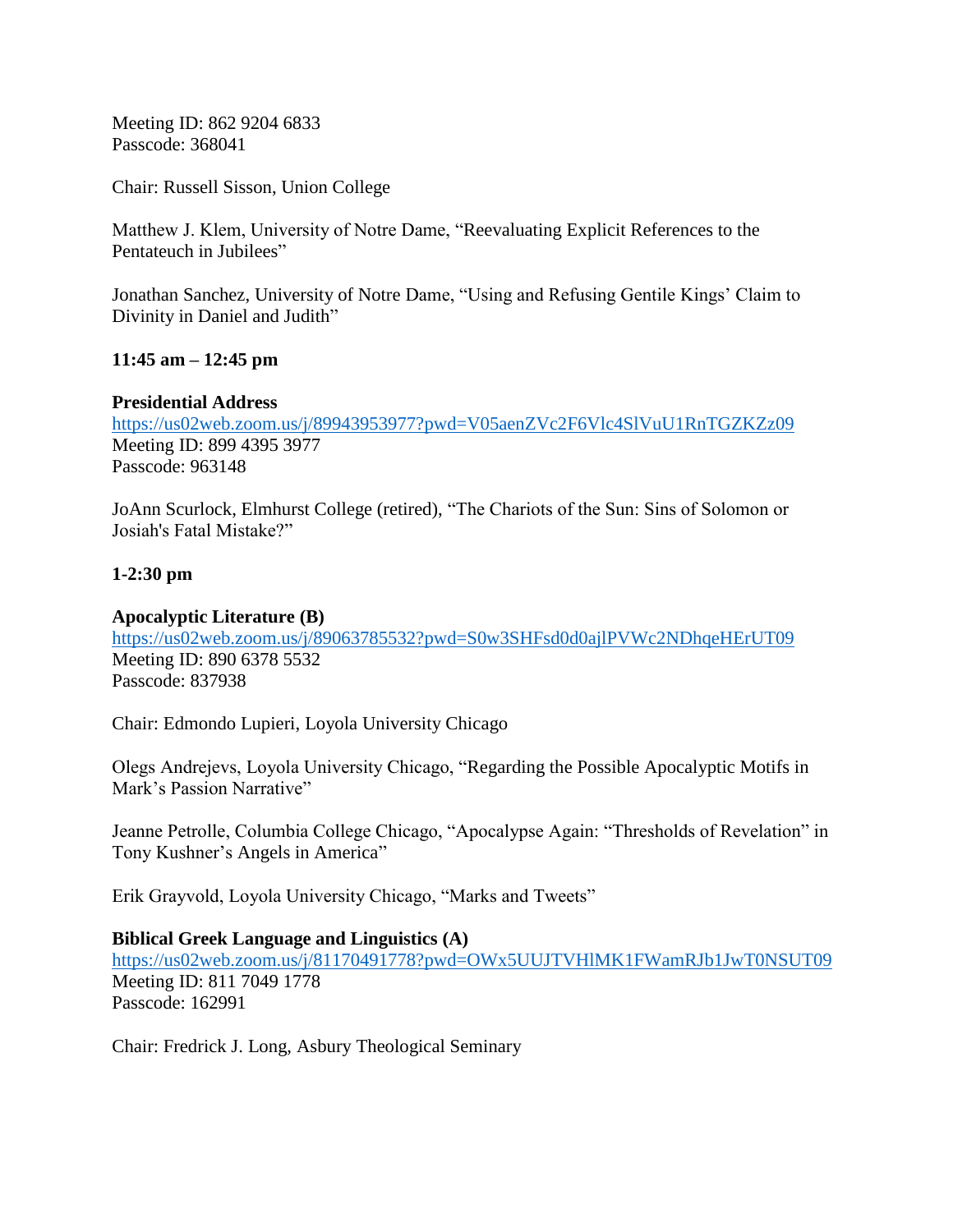Meeting ID: 862 9204 6833
Passcode: 368041

Chair: Russell Sisson, Union College

Matthew J. Klem, University of Notre Dame, "Reevaluating Explicit References to the Pentateuch in Jubilees"

Jonathan Sanchez, University of Notre Dame, "Using and Refusing Gentile Kings' Claim to Divinity in Daniel and Judith"

**11:45 am – 12:45 pm**

**Presidential Address**
https://us02web.zoom.us/j/89943953977?pwd=V05aenZVc2F6Vlc4SlVuU1RnTGZKZz09
Meeting ID: 899 4395 3977
Passcode: 963148

JoAnn Scurlock, Elmhurst College (retired), "The Chariots of the Sun: Sins of Solomon or Josiah's Fatal Mistake?"

**1-2:30 pm**

**Apocalyptic Literature (B)**
https://us02web.zoom.us/j/89063785532?pwd=S0w3SHFsd0d0ajlPVWc2NDhqeHErUT09
Meeting ID: 890 6378 5532
Passcode: 837938

Chair: Edmondo Lupieri, Loyola University Chicago

Olegs Andrejevs, Loyola University Chicago, "Regarding the Possible Apocalyptic Motifs in Mark's Passion Narrative"

Jeanne Petrolle, Columbia College Chicago, "Apocalypse Again: "Thresholds of Revelation" in Tony Kushner's Angels in America"

Erik Grayvold, Loyola University Chicago, "Marks and Tweets"

**Biblical Greek Language and Linguistics (A)**
https://us02web.zoom.us/j/81170491778?pwd=OWx5UUJTVHlMK1FWamRJb1JwT0NSUT09
Meeting ID: 811 7049 1778
Passcode: 162991

Chair: Fredrick J. Long, Asbury Theological Seminary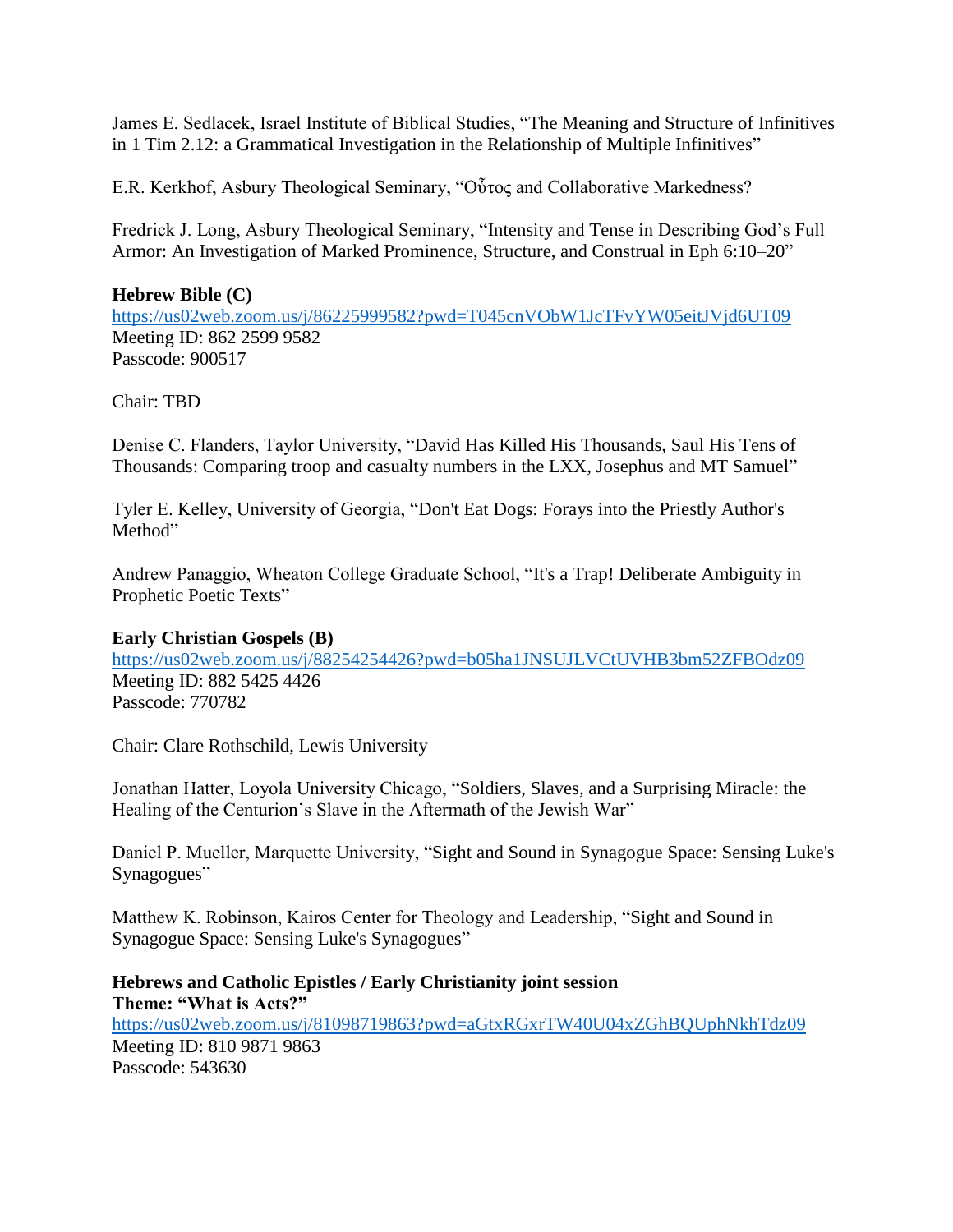James E. Sedlacek, Israel Institute of Biblical Studies, “The Meaning and Structure of Infinitives in 1 Tim 2.12: a Grammatical Investigation in the Relationship of Multiple Infinitives”

E.R. Kerkhof, Asbury Theological Seminary, “Οὗτος and Collaborative Markedness?

Fredrick J. Long, Asbury Theological Seminary, “Intensity and Tense in Describing God’s Full Armor: An Investigation of Marked Prominence, Structure, and Construal in Eph 6:10–20”

**Hebrew Bible (C)**
https://us02web.zoom.us/j/86225999582?pwd=T045cnVObW1JcTFvYW05eitJVjd6UT09
Meeting ID: 862 2599 9582
Passcode: 900517

Chair: TBD

Denise C. Flanders, Taylor University, “David Has Killed His Thousands, Saul His Tens of Thousands: Comparing troop and casualty numbers in the LXX, Josephus and MT Samuel”

Tyler E. Kelley, University of Georgia, “Don't Eat Dogs: Forays into the Priestly Author's Method”

Andrew Panaggio, Wheaton College Graduate School, “It's a Trap! Deliberate Ambiguity in Prophetic Poetic Texts”

**Early Christian Gospels (B)**
https://us02web.zoom.us/j/88254254426?pwd=b05ha1JNSUJLVCtUVHB3bm52ZFBOdz09
Meeting ID: 882 5425 4426
Passcode: 770782

Chair: Clare Rothschild, Lewis University

Jonathan Hatter, Loyola University Chicago, “Soldiers, Slaves, and a Surprising Miracle: the Healing of the Centurion’s Slave in the Aftermath of the Jewish War”

Daniel P. Mueller, Marquette University, “Sight and Sound in Synagogue Space: Sensing Luke's Synagogues”

Matthew K. Robinson, Kairos Center for Theology and Leadership, “Sight and Sound in Synagogue Space: Sensing Luke's Synagogues”

**Hebrews and Catholic Epistles / Early Christianity joint session**
**Theme: “What is Acts?”**
https://us02web.zoom.us/j/81098719863?pwd=aGtxRGxrTW40U04xZGhBQUphNkhTdz09
Meeting ID: 810 9871 9863
Passcode: 543630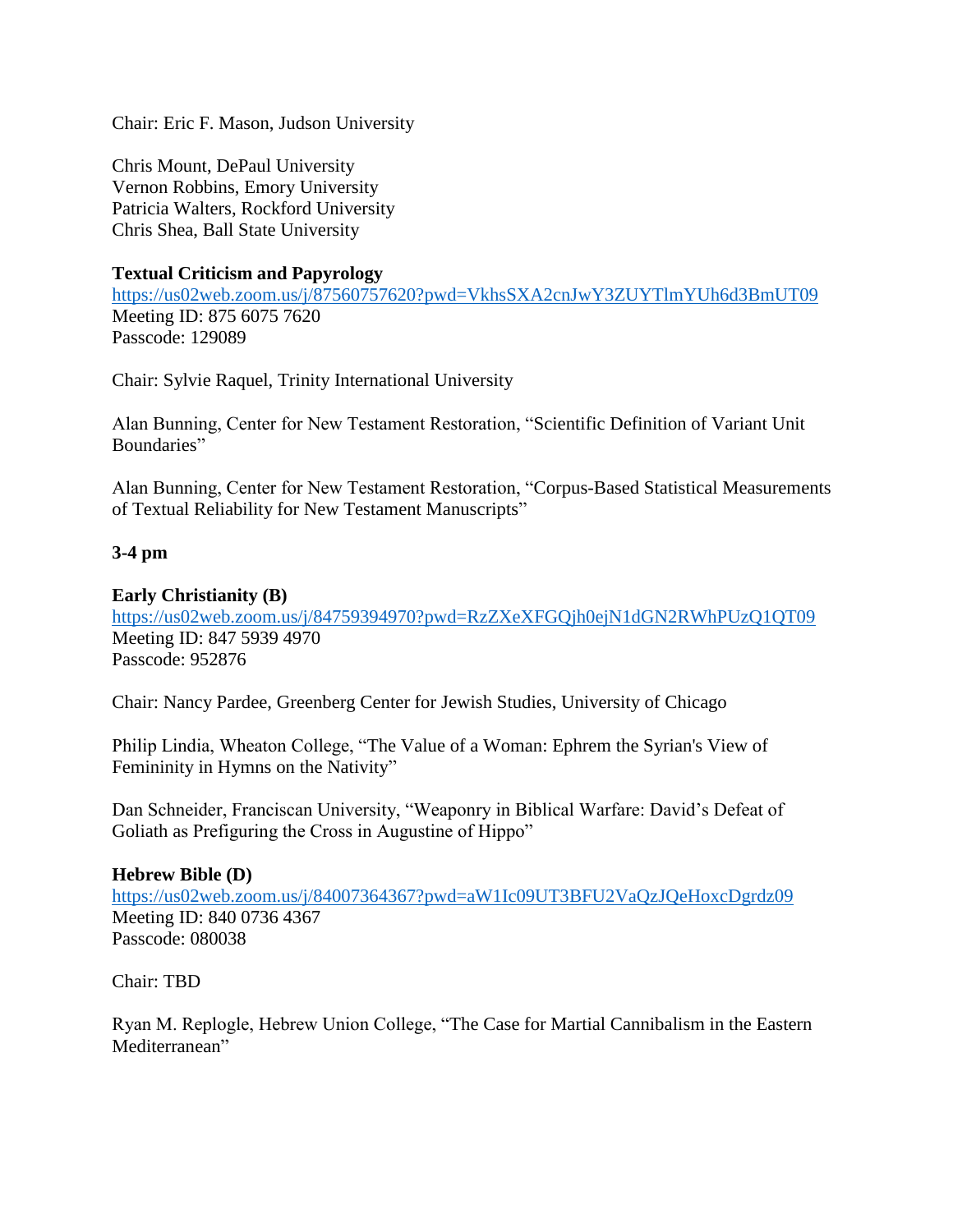Chair: Eric F. Mason, Judson University

Chris Mount, DePaul University
Vernon Robbins, Emory University
Patricia Walters, Rockford University
Chris Shea, Ball State University

**Textual Criticism and Papyrology**
https://us02web.zoom.us/j/87560757620?pwd=VkhsSXA2cnJwY3ZUYTlmYUh6d3BmUT09
Meeting ID: 875 6075 7620
Passcode: 129089

Chair: Sylvie Raquel, Trinity International University

Alan Bunning, Center for New Testament Restoration, "Scientific Definition of Variant Unit Boundaries"

Alan Bunning, Center for New Testament Restoration, "Corpus-Based Statistical Measurements of Textual Reliability for New Testament Manuscripts"

**3-4 pm**

**Early Christianity (B)**
https://us02web.zoom.us/j/84759394970?pwd=RzZXeXFGQjh0ejN1dGN2RWhPUzQ1QT09
Meeting ID: 847 5939 4970
Passcode: 952876

Chair: Nancy Pardee, Greenberg Center for Jewish Studies, University of Chicago

Philip Lindia, Wheaton College, "The Value of a Woman: Ephrem the Syrian's View of Femininity in Hymns on the Nativity"

Dan Schneider, Franciscan University, "Weaponry in Biblical Warfare: David's Defeat of Goliath as Prefiguring the Cross in Augustine of Hippo"

**Hebrew Bible (D)**
https://us02web.zoom.us/j/84007364367?pwd=aW1Ic09UT3BFU2VaQzJQeHoxcDgrdz09
Meeting ID: 840 0736 4367
Passcode: 080038

Chair: TBD

Ryan M. Replogle, Hebrew Union College, "The Case for Martial Cannibalism in the Eastern Mediterranean"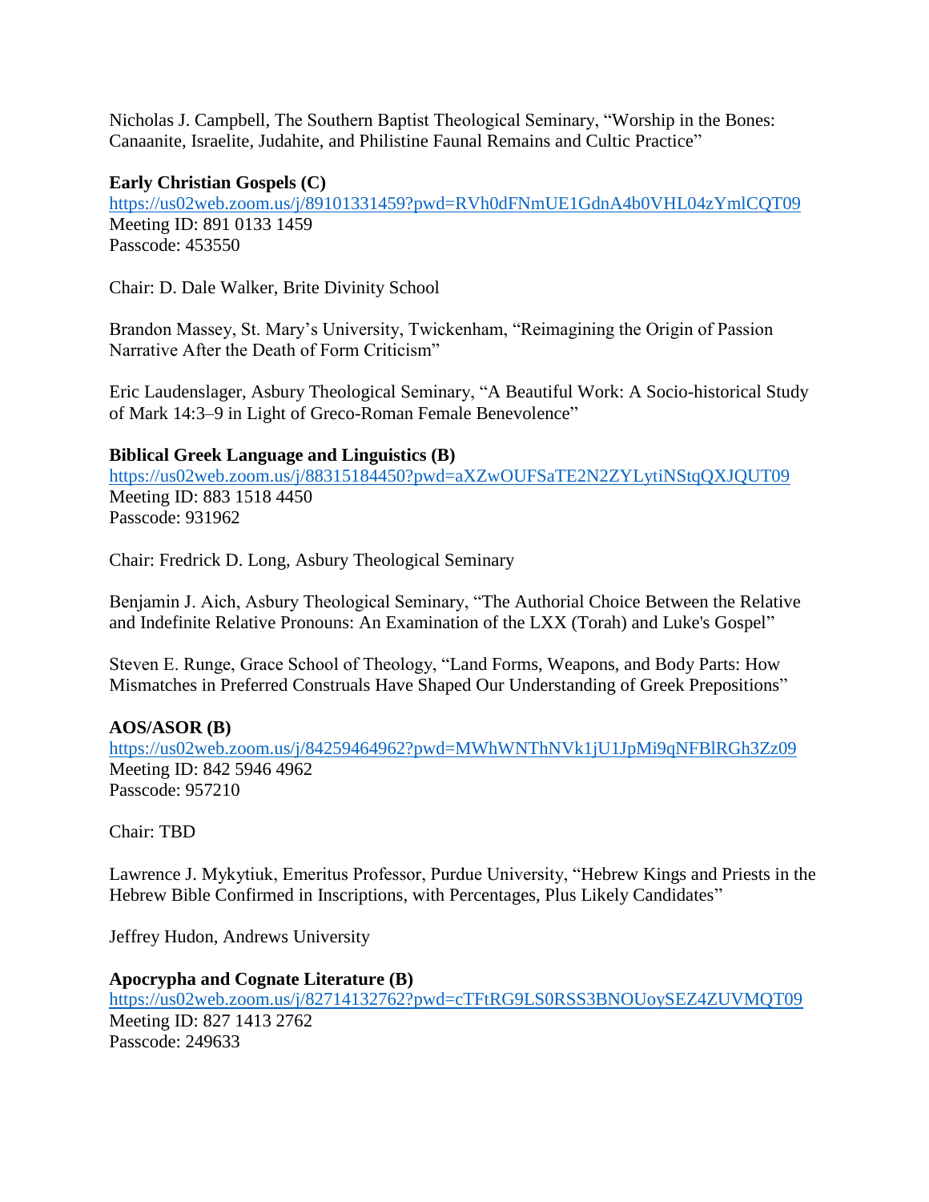Nicholas J. Campbell, The Southern Baptist Theological Seminary, "Worship in the Bones: Canaanite, Israelite, Judahite, and Philistine Faunal Remains and Cultic Practice"

**Early Christian Gospels (C)**
https://us02web.zoom.us/j/89101331459?pwd=RVh0dFNmUE1GdnA4b0VHL04zYmlCQT09
Meeting ID: 891 0133 1459
Passcode: 453550

Chair: D. Dale Walker, Brite Divinity School

Brandon Massey, St. Mary's University, Twickenham, "Reimagining the Origin of Passion Narrative After the Death of Form Criticism"

Eric Laudenslager, Asbury Theological Seminary, "A Beautiful Work: A Socio-historical Study of Mark 14:3–9 in Light of Greco-Roman Female Benevolence"

**Biblical Greek Language and Linguistics (B)**
https://us02web.zoom.us/j/88315184450?pwd=aXZwOUFSaTE2N2ZYLytiNStqQXJQUT09
Meeting ID: 883 1518 4450
Passcode: 931962

Chair: Fredrick D. Long, Asbury Theological Seminary

Benjamin J. Aich, Asbury Theological Seminary, "The Authorial Choice Between the Relative and Indefinite Relative Pronouns: An Examination of the LXX (Torah) and Luke's Gospel"

Steven E. Runge, Grace School of Theology, "Land Forms, Weapons, and Body Parts: How Mismatches in Preferred Construals Have Shaped Our Understanding of Greek Prepositions"

**AOS/ASOR (B)**
https://us02web.zoom.us/j/84259464962?pwd=MWhWNThNVk1jU1JpMi9qNFBlRGh3Zz09
Meeting ID: 842 5946 4962
Passcode: 957210

Chair: TBD

Lawrence J. Mykytiuk, Emeritus Professor, Purdue University, "Hebrew Kings and Priests in the Hebrew Bible Confirmed in Inscriptions, with Percentages, Plus Likely Candidates"

Jeffrey Hudon, Andrews University

**Apocrypha and Cognate Literature (B)**
https://us02web.zoom.us/j/82714132762?pwd=cTFtRG9LS0RSS3BNOUoySEZ4ZUVMQT09
Meeting ID: 827 1413 2762
Passcode: 249633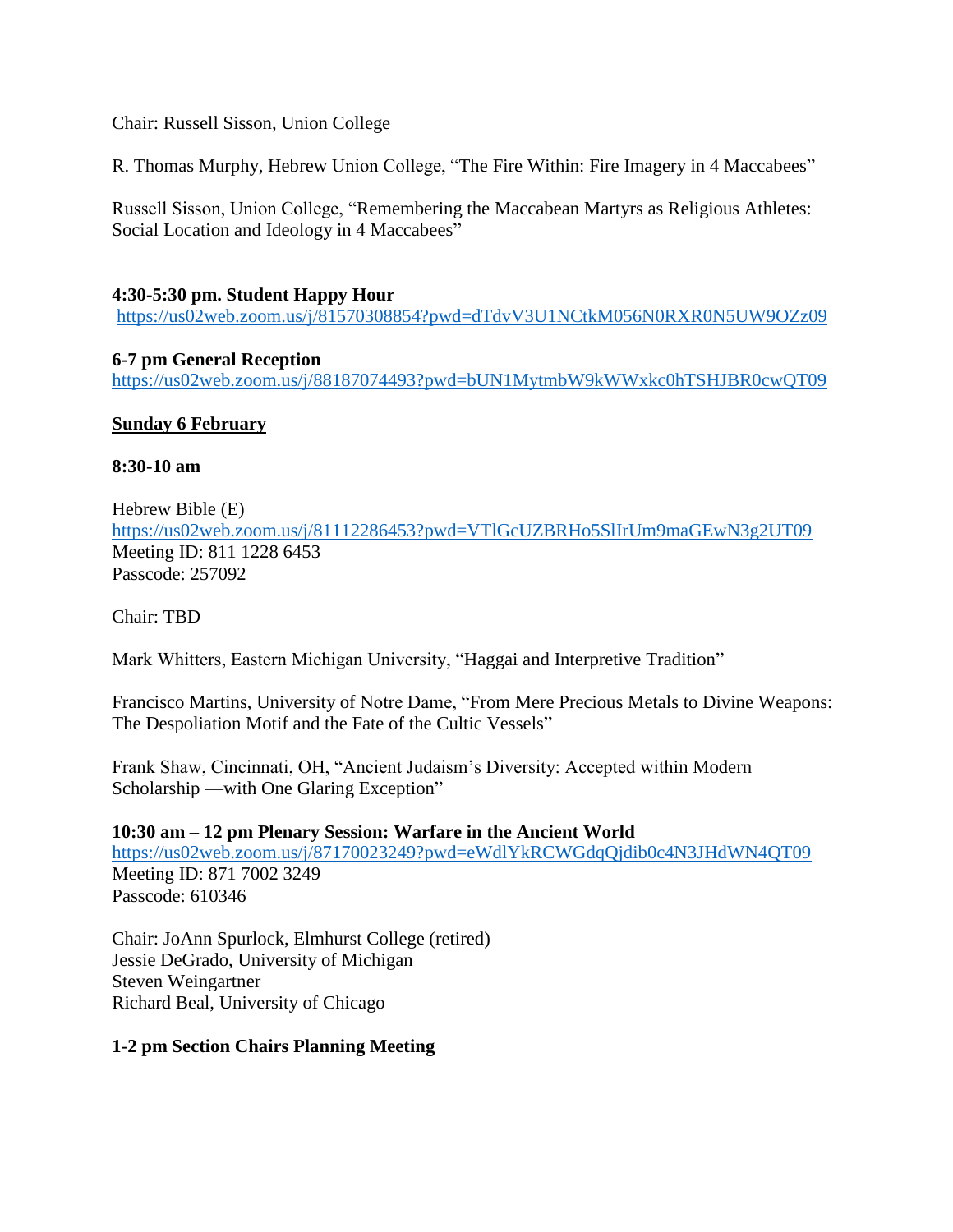Chair: Russell Sisson, Union College

R. Thomas Murphy, Hebrew Union College, “The Fire Within: Fire Imagery in 4 Maccabees”

Russell Sisson, Union College, “Remembering the Maccabean Martyrs as Religious Athletes: Social Location and Ideology in 4 Maccabees”

**4:30-5:30 pm. Student Happy Hour**
https://us02web.zoom.us/j/81570308854?pwd=dTdvV3U1NCtkM056N0RXR0N5UW9OZz09

**6-7 pm General Reception**
https://us02web.zoom.us/j/88187074493?pwd=bUN1MytmbW9kWWxkc0hTSHJBR0cwQT09

**Sunday 6 February**

**8:30-10 am**

Hebrew Bible (E)
https://us02web.zoom.us/j/81112286453?pwd=VTlGcUZBRHo5SlIrUm9maGEwN3g2UT09
Meeting ID: 811 1228 6453
Passcode: 257092

Chair: TBD

Mark Whitters, Eastern Michigan University, “Haggai and Interpretive Tradition”

Francisco Martins, University of Notre Dame, “From Mere Precious Metals to Divine Weapons: The Despoliation Motif and the Fate of the Cultic Vessels”

Frank Shaw, Cincinnati, OH, “Ancient Judaism’s Diversity: Accepted within Modern Scholarship —with One Glaring Exception”

**10:30 am – 12 pm Plenary Session: Warfare in the Ancient World**
https://us02web.zoom.us/j/87170023249?pwd=eWdlYkRCWGdqQjdib0c4N3JHdWN4QT09
Meeting ID: 871 7002 3249
Passcode: 610346

Chair: JoAnn Spurlock, Elmhurst College (retired)
Jessie DeGrado, University of Michigan
Steven Weingartner
Richard Beal, University of Chicago

**1-2 pm Section Chairs Planning Meeting**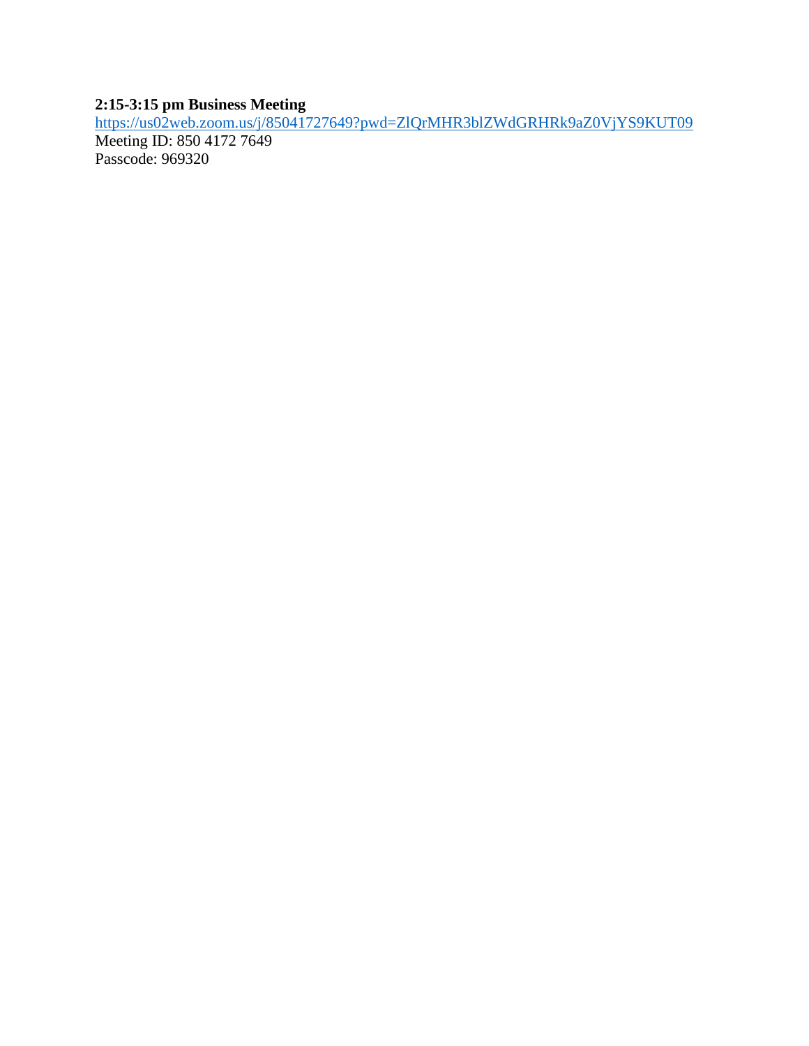**2:15-3:15 pm Business Meeting**
https://us02web.zoom.us/j/85041727649?pwd=ZlQrMHR3blZWdGRHRk9aZ0VjYS9KUT09
Meeting ID: 850 4172 7649
Passcode: 969320